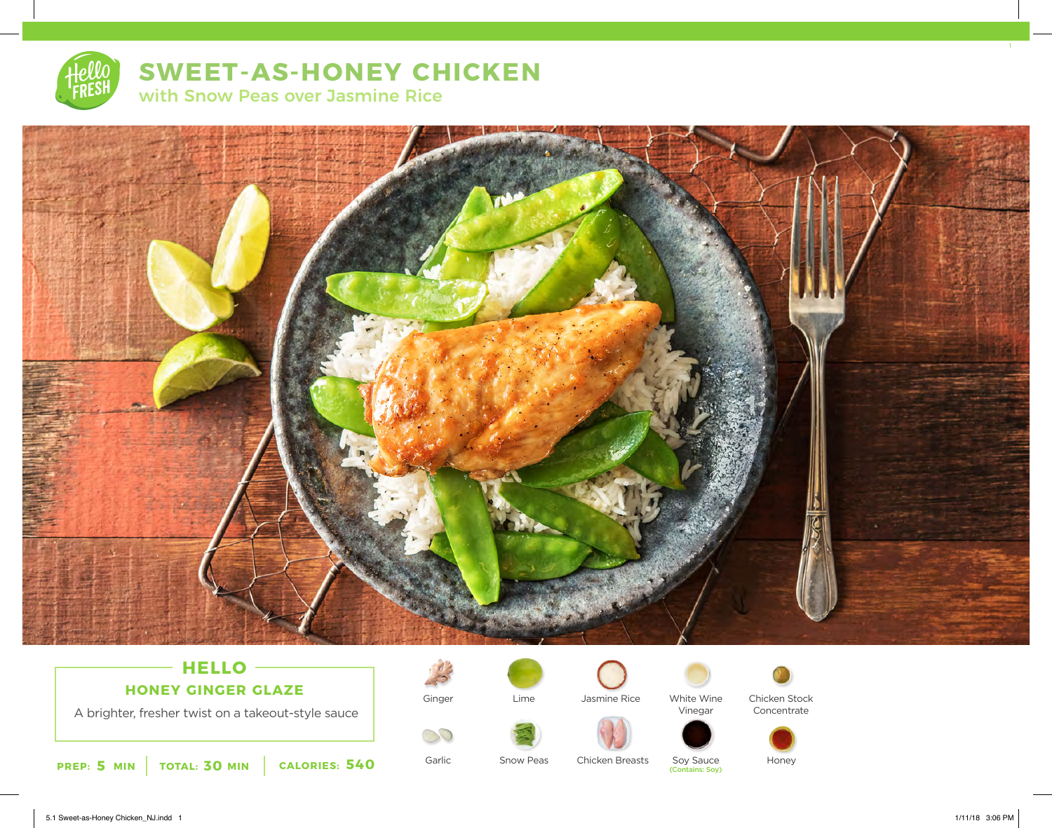# SWEET-AS-HONEY CHICKEN

## with Snow Peas over Jasmine Rice

### HELLO

**HONEY GINGER GLAZE**

A brighter, fresher twist on a takeout-style sauce

**PREP:** 5 MIN | **TOTAL:** 30 MIN | **CALORIES:** 540

- Ginger
- Lime
- Jasmine Rice
- White Wine Vinegar
- Chicken Stock Concentrate
- Garlic
- Snow Peas
- Chicken Breasts
- Soy Sauce (Contains: Soy)
- Honey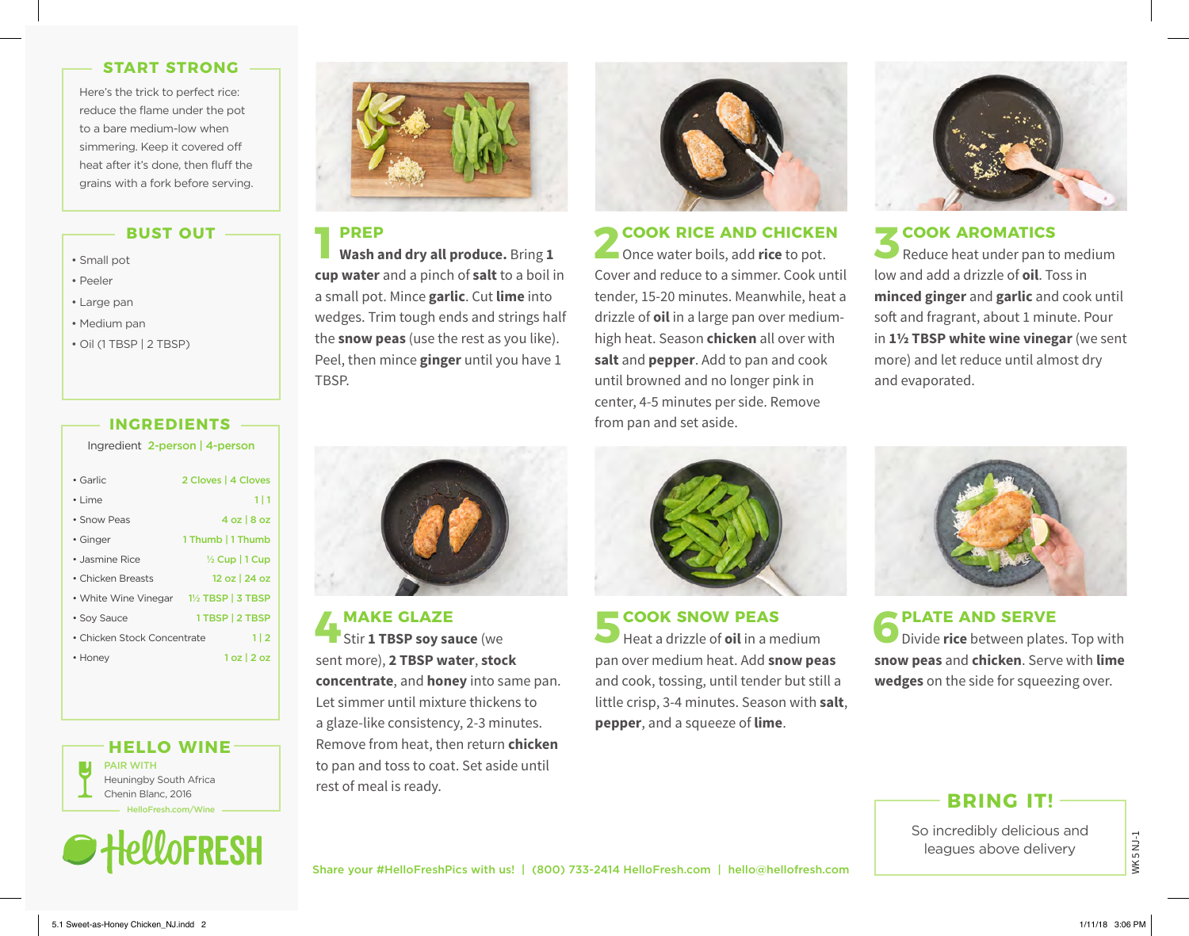## START STRONG

Here's the trick to perfect rice: reduce the flame under the pot to a bare medium-low when simmering. Keep it covered off heat after it's done, then fluff the grains with a fork before serving.

## BUST OUT

- Small pot
- Peeler
- Large pan
- Medium pan
- Oil (1 TBSP | 2 TBSP)

## INGREDIENTS

| Ingredient | 2-person \| 4-person |
|---|---|
| Garlic | 2 Cloves \| 4 Cloves |
| Lime | 1 \| 1 |
| Snow Peas | 4 oz \| 8 oz |
| Ginger | 1 Thumb \| 1 Thumb |
| Jasmine Rice | ½ Cup \| 1 Cup |
| Chicken Breasts | 12 oz \| 24 oz |
| White Wine Vinegar | 1½ TBSP \| 3 TBSP |
| Soy Sauce | 1 TBSP \| 2 TBSP |
| Chicken Stock Concentrate | 1 \| 2 |
| Honey | 1 oz \| 2 oz |

## HELLO WINE

PAIR WITH
Heuningby South Africa Chenin Blanc, 2016

HelloFresh.com/Wine

HelloFRESH

## 1 PREP

**Wash and dry all produce.** Bring **1 cup water** and a pinch of **salt** to a boil in a small pot. Mince **garlic**. Cut **lime** into wedges. Trim tough ends and strings half the **snow peas** (use the rest as you like). Peel, then mince **ginger** until you have 1 TBSP.

## 2 COOK RICE AND CHICKEN

Once water boils, add **rice** to pot. Cover and reduce to a simmer. Cook until tender, 15-20 minutes. Meanwhile, heat a drizzle of **oil** in a large pan over medium-high heat. Season **chicken** all over with **salt** and **pepper**. Add to pan and cook until browned and no longer pink in center, 4-5 minutes per side. Remove from pan and set aside.

## 3 COOK AROMATICS

Reduce heat under pan to medium low and add a drizzle of **oil**. Toss in **minced ginger** and **garlic** and cook until soft and fragrant, about 1 minute. Pour in **1½ TBSP white wine vinegar** (we sent more) and let reduce until almost dry and evaporated.

## 4 MAKE GLAZE

Stir **1 TBSP soy sauce** (we sent more), **2 TBSP water**, **stock concentrate**, and **honey** into same pan. Let simmer until mixture thickens to a glaze-like consistency, 2-3 minutes. Remove from heat, then return **chicken** to pan and toss to coat. Set aside until rest of meal is ready.

## 5 COOK SNOW PEAS

Heat a drizzle of **oil** in a medium pan over medium heat. Add **snow peas** and cook, tossing, until tender but still a little crisp, 3-4 minutes. Season with **salt**, **pepper**, and a squeeze of **lime**.

## 6 PLATE AND SERVE

Divide **rice** between plates. Top with **snow peas** and **chicken**. Serve with **lime wedges** on the side for squeezing over.

## BRING IT!

So incredibly delicious and leagues above delivery

Share your #HelloFreshPics with us! | (800) 733-2414 HelloFresh.com | hello@hellofresh.com

WK 5 NJ-1